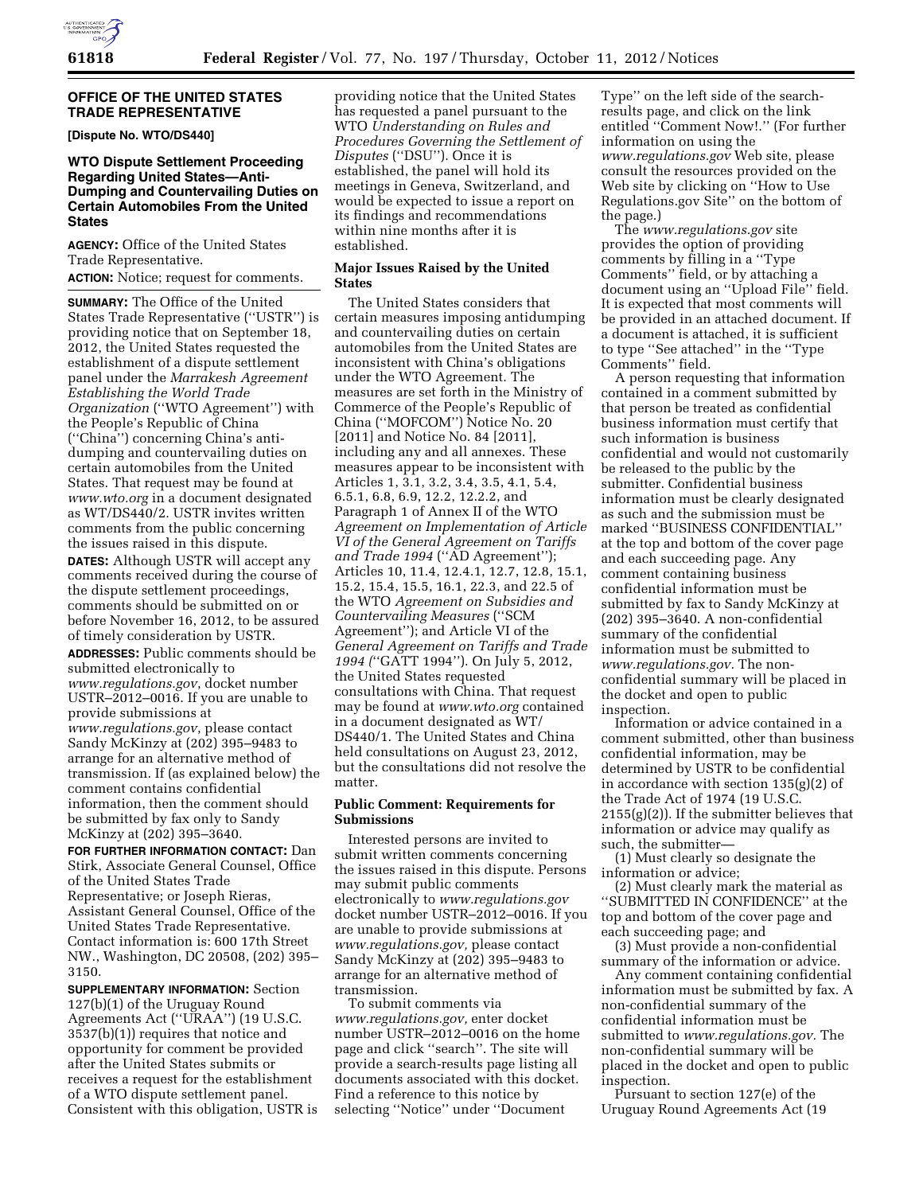## OFFICE OF THE UNITED STATES TRADE REPRESENTATIVE

**[Dispute No. WTO/DS440]**

### WTO Dispute Settlement Proceeding Regarding United States—Anti-Dumping and Countervailing Duties on Certain Automobiles From the United States

**AGENCY:** Office of the United States Trade Representative.

**ACTION:** Notice; request for comments.

**SUMMARY:** The Office of the United States Trade Representative (''USTR'') is providing notice that on September 18, 2012, the United States requested the establishment of a dispute settlement panel under the *Marrakesh Agreement Establishing the World Trade Organization* (''WTO Agreement'') with the People's Republic of China (''China'') concerning China's anti-dumping and countervailing duties on certain automobiles from the United States. That request may be found at *www.wto.org* in a document designated as WT/DS440/2. USTR invites written comments from the public concerning the issues raised in this dispute.

**DATES:** Although USTR will accept any comments received during the course of the dispute settlement proceedings, comments should be submitted on or before November 16, 2012, to be assured of timely consideration by USTR.

**ADDRESSES:** Public comments should be submitted electronically to *www.regulations.gov*, docket number USTR–2012–0016. If you are unable to provide submissions at *www.regulations.gov*, please contact Sandy McKinzy at (202) 395–9483 to arrange for an alternative method of transmission. If (as explained below) the comment contains confidential information, then the comment should be submitted by fax only to Sandy McKinzy at (202) 395–3640.

**FOR FURTHER INFORMATION CONTACT:** Dan Stirk, Associate General Counsel, Office of the United States Trade Representative; or Joseph Rieras, Assistant General Counsel, Office of the United States Trade Representative. Contact information is: 600 17th Street NW., Washington, DC 20508, (202) 395–3150.

**SUPPLEMENTARY INFORMATION:** Section 127(b)(1) of the Uruguay Round Agreements Act (''URAA'') (19 U.S.C. 3537(b)(1)) requires that notice and opportunity for comment be provided after the United States submits or receives a request for the establishment of a WTO dispute settlement panel. Consistent with this obligation, USTR is providing notice that the United States has requested a panel pursuant to the WTO *Understanding on Rules and Procedures Governing the Settlement of Disputes* (''DSU''). Once it is established, the panel will hold its meetings in Geneva, Switzerland, and would be expected to issue a report on its findings and recommendations within nine months after it is established.

#### Major Issues Raised by the United States

The United States considers that certain measures imposing antidumping and countervailing duties on certain automobiles from the United States are inconsistent with China's obligations under the WTO Agreement. The measures are set forth in the Ministry of Commerce of the People's Republic of China (''MOFCOM'') Notice No. 20 [2011] and Notice No. 84 [2011], including any and all annexes. These measures appear to be inconsistent with Articles 1, 3.1, 3.2, 3.4, 3.5, 4.1, 5.4, 6.5.1, 6.8, 6.9, 12.2, 12.2.2, and Paragraph 1 of Annex II of the WTO *Agreement on Implementation of Article VI of the General Agreement on Tariffs and Trade 1994* (''AD Agreement''); Articles 10, 11.4, 12.4.1, 12.7, 12.8, 15.1, 15.2, 15.4, 15.5, 16.1, 22.3, and 22.5 of the WTO *Agreement on Subsidies and Countervailing Measures* (''SCM Agreement''); and Article VI of the *General Agreement on Tariffs and Trade 1994 (*''GATT 1994''). On July 5, 2012, the United States requested consultations with China. That request may be found at *www.wto.org* contained in a document designated as WT/DS440/1. The United States and China held consultations on August 23, 2012, but the consultations did not resolve the matter.

#### Public Comment: Requirements for Submissions

Interested persons are invited to submit written comments concerning the issues raised in this dispute. Persons may submit public comments electronically to *www.regulations.gov* docket number USTR–2012–0016. If you are unable to provide submissions at *www.regulations.gov,* please contact Sandy McKinzy at (202) 395–9483 to arrange for an alternative method of transmission.

To submit comments via *www.regulations.gov,* enter docket number USTR–2012–0016 on the home page and click ''search''. The site will provide a search-results page listing all documents associated with this docket. Find a reference to this notice by selecting ''Notice'' under ''Document Type'' on the left side of the search-results page, and click on the link entitled ''Comment Now!.'' (For further information on using the *www.regulations.gov* Web site, please consult the resources provided on the Web site by clicking on ''How to Use Regulations.gov Site'' on the bottom of the page.)

The *www.regulations.gov* site provides the option of providing comments by filling in a ''Type Comments'' field, or by attaching a document using an ''Upload File'' field. It is expected that most comments will be provided in an attached document. If a document is attached, it is sufficient to type ''See attached'' in the ''Type Comments'' field.

A person requesting that information contained in a comment submitted by that person be treated as confidential business information must certify that such information is business confidential and would not customarily be released to the public by the submitter. Confidential business information must be clearly designated as such and the submission must be marked ''BUSINESS CONFIDENTIAL'' at the top and bottom of the cover page and each succeeding page. Any comment containing business confidential information must be submitted by fax to Sandy McKinzy at (202) 395–3640. A non-confidential summary of the confidential information must be submitted to *www.regulations.gov.* The non-confidential summary will be placed in the docket and open to public inspection.

Information or advice contained in a comment submitted, other than business confidential information, may be determined by USTR to be confidential in accordance with section 135(g)(2) of the Trade Act of 1974 (19 U.S.C. 2155(g)(2)). If the submitter believes that information or advice may qualify as such, the submitter—

(1) Must clearly so designate the information or advice;

(2) Must clearly mark the material as ''SUBMITTED IN CONFIDENCE'' at the top and bottom of the cover page and each succeeding page; and

(3) Must provide a non-confidential summary of the information or advice.

Any comment containing confidential information must be submitted by fax. A non-confidential summary of the confidential information must be submitted to *www.regulations.gov.* The non-confidential summary will be placed in the docket and open to public inspection.

Pursuant to section 127(e) of the Uruguay Round Agreements Act (19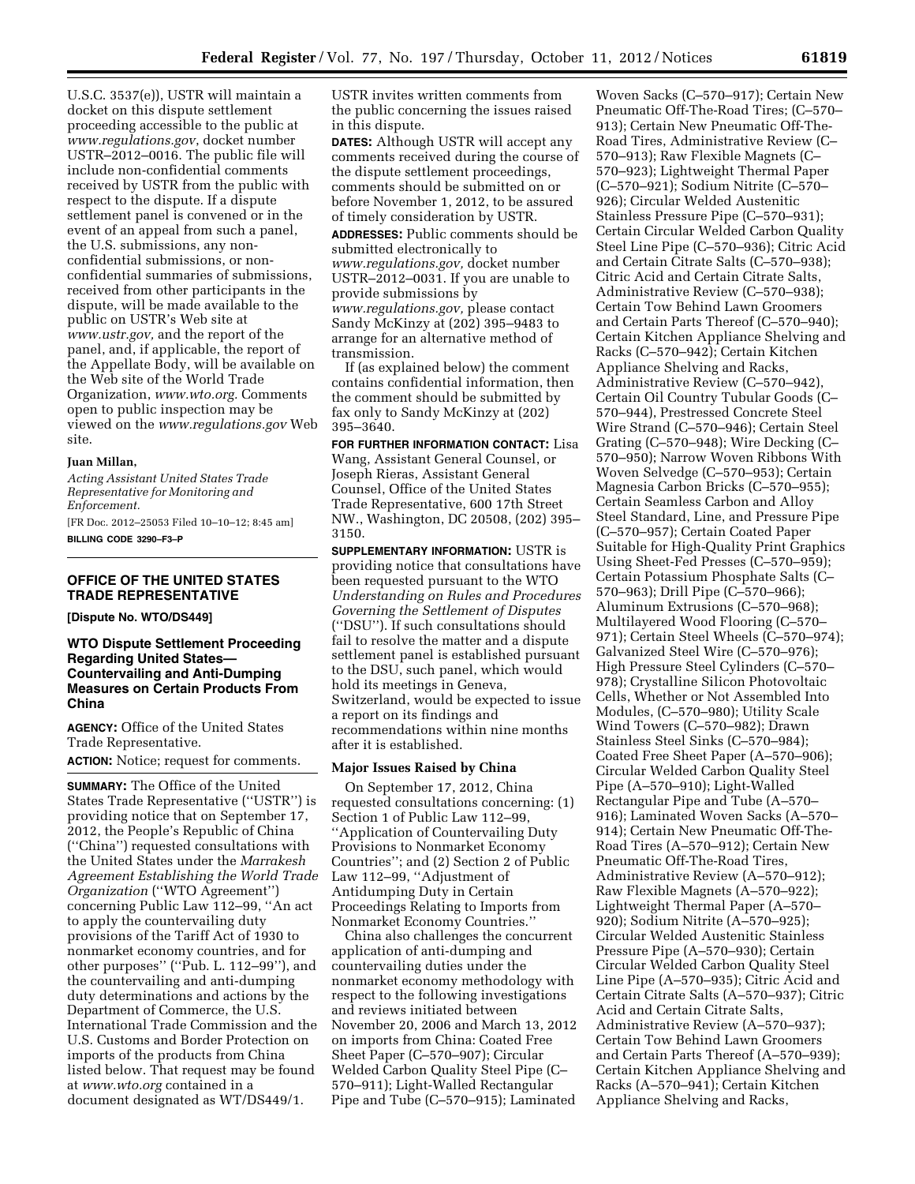U.S.C. 3537(e)), USTR will maintain a docket on this dispute settlement proceeding accessible to the public at *www.regulations.gov*, docket number USTR–2012–0016. The public file will include non-confidential comments received by USTR from the public with respect to the dispute. If a dispute settlement panel is convened or in the event of an appeal from such a panel, the U.S. submissions, any non-confidential submissions, or non-confidential summaries of submissions, received from other participants in the dispute, will be made available to the public on USTR's Web site at *www.ustr.gov,* and the report of the panel, and, if applicable, the report of the Appellate Body, will be available on the Web site of the World Trade Organization, *www.wto.org.* Comments open to public inspection may be viewed on the *www.regulations.gov* Web site.

**Juan Millan,**

*Acting Assistant United States Trade Representative for Monitoring and Enforcement.*

[FR Doc. 2012–25053 Filed 10–10–12; 8:45 am]

**BILLING CODE 3290–F3–P**

## OFFICE OF THE UNITED STATES TRADE REPRESENTATIVE

**[Dispute No. WTO/DS449]**

### WTO Dispute Settlement Proceeding Regarding United States—Countervailing and Anti-Dumping Measures on Certain Products From China

**AGENCY:** Office of the United States Trade Representative.

**ACTION:** Notice; request for comments.

**SUMMARY:** The Office of the United States Trade Representative (''USTR'') is providing notice that on September 17, 2012, the People's Republic of China (''China'') requested consultations with the United States under the *Marrakesh Agreement Establishing the World Trade Organization* (''WTO Agreement'') concerning Public Law 112–99, ''An act to apply the countervailing duty provisions of the Tariff Act of 1930 to nonmarket economy countries, and for other purposes'' (''Pub. L. 112–99''), and the countervailing and anti-dumping duty determinations and actions by the Department of Commerce, the U.S. International Trade Commission and the U.S. Customs and Border Protection on imports of the products from China listed below. That request may be found at *www.wto.org* contained in a document designated as WT/DS449/1. USTR invites written comments from the public concerning the issues raised in this dispute.

**DATES:** Although USTR will accept any comments received during the course of the dispute settlement proceedings, comments should be submitted on or before November 1, 2012, to be assured of timely consideration by USTR.

**ADDRESSES:** Public comments should be submitted electronically to *www.regulations.gov,* docket number USTR–2012–0031. If you are unable to provide submissions by *www.regulations.gov,* please contact Sandy McKinzy at (202) 395–9483 to arrange for an alternative method of transmission.

If (as explained below) the comment contains confidential information, then the comment should be submitted by fax only to Sandy McKinzy at (202) 395–3640.

**FOR FURTHER INFORMATION CONTACT:** Lisa Wang, Assistant General Counsel, or Joseph Rieras, Assistant General Counsel, Office of the United States Trade Representative, 600 17th Street NW., Washington, DC 20508, (202) 395–3150.

**SUPPLEMENTARY INFORMATION:** USTR is providing notice that consultations have been requested pursuant to the WTO *Understanding on Rules and Procedures Governing the Settlement of Disputes* (''DSU''). If such consultations should fail to resolve the matter and a dispute settlement panel is established pursuant to the DSU, such panel, which would hold its meetings in Geneva, Switzerland, would be expected to issue a report on its findings and recommendations within nine months after it is established.

#### Major Issues Raised by China

On September 17, 2012, China requested consultations concerning: (1) Section 1 of Public Law 112–99, ''Application of Countervailing Duty Provisions to Nonmarket Economy Countries''; and (2) Section 2 of Public Law 112–99, ''Adjustment of Antidumping Duty in Certain Proceedings Relating to Imports from Nonmarket Economy Countries.''

China also challenges the concurrent application of anti-dumping and countervailing duties under the nonmarket economy methodology with respect to the following investigations and reviews initiated between November 20, 2006 and March 13, 2012 on imports from China: Coated Free Sheet Paper (C–570–907); Circular Welded Carbon Quality Steel Pipe (C–570–911); Light-Walled Rectangular Pipe and Tube (C–570–915); Laminated Woven Sacks (C–570–917); Certain New Pneumatic Off-The-Road Tires; (C–570–913); Certain New Pneumatic Off-The-Road Tires, Administrative Review (C–570–913); Raw Flexible Magnets (C–570–923); Lightweight Thermal Paper (C–570–921); Sodium Nitrite (C–570–926); Circular Welded Austenitic Stainless Pressure Pipe (C–570–931); Certain Circular Welded Carbon Quality Steel Line Pipe (C–570–936); Citric Acid and Certain Citrate Salts (C–570–938); Citric Acid and Certain Citrate Salts, Administrative Review (C–570–938); Certain Tow Behind Lawn Groomers and Certain Parts Thereof (C–570–940); Certain Kitchen Appliance Shelving and Racks (C–570–942); Certain Kitchen Appliance Shelving and Racks, Administrative Review (C–570–942), Certain Oil Country Tubular Goods (C–570–944), Prestressed Concrete Steel Wire Strand (C–570–946); Certain Steel Grating (C–570–948); Wire Decking (C–570–950); Narrow Woven Ribbons With Woven Selvedge (C–570–953); Certain Magnesia Carbon Bricks (C–570–955); Certain Seamless Carbon and Alloy Steel Standard, Line, and Pressure Pipe (C–570–957); Certain Coated Paper Suitable for High-Quality Print Graphics Using Sheet-Fed Presses (C–570–959); Certain Potassium Phosphate Salts (C–570–963); Drill Pipe (C–570–966); Aluminum Extrusions (C–570–968); Multilayered Wood Flooring (C–570–971); Certain Steel Wheels (C–570–974); Galvanized Steel Wire (C–570–976); High Pressure Steel Cylinders (C–570–978); Crystalline Silicon Photovoltaic Cells, Whether or Not Assembled Into Modules, (C–570–980); Utility Scale Wind Towers (C–570–982); Drawn Stainless Steel Sinks (C–570–984); Coated Free Sheet Paper (A–570–906); Circular Welded Carbon Quality Steel Pipe (A–570–910); Light-Walled Rectangular Pipe and Tube (A–570–916); Laminated Woven Sacks (A–570–914); Certain New Pneumatic Off-The-Road Tires (A–570–912); Certain New Pneumatic Off-The-Road Tires, Administrative Review (A–570–912); Raw Flexible Magnets (A–570–922); Lightweight Thermal Paper (A–570–920); Sodium Nitrite (A–570–925); Circular Welded Austenitic Stainless Pressure Pipe (A–570–930); Certain Circular Welded Carbon Quality Steel Line Pipe (A–570–935); Citric Acid and Certain Citrate Salts (A–570–937); Citric Acid and Certain Citrate Salts, Administrative Review (A–570–937); Certain Tow Behind Lawn Groomers and Certain Parts Thereof (A–570–939); Certain Kitchen Appliance Shelving and Racks (A–570–941); Certain Kitchen Appliance Shelving and Racks,